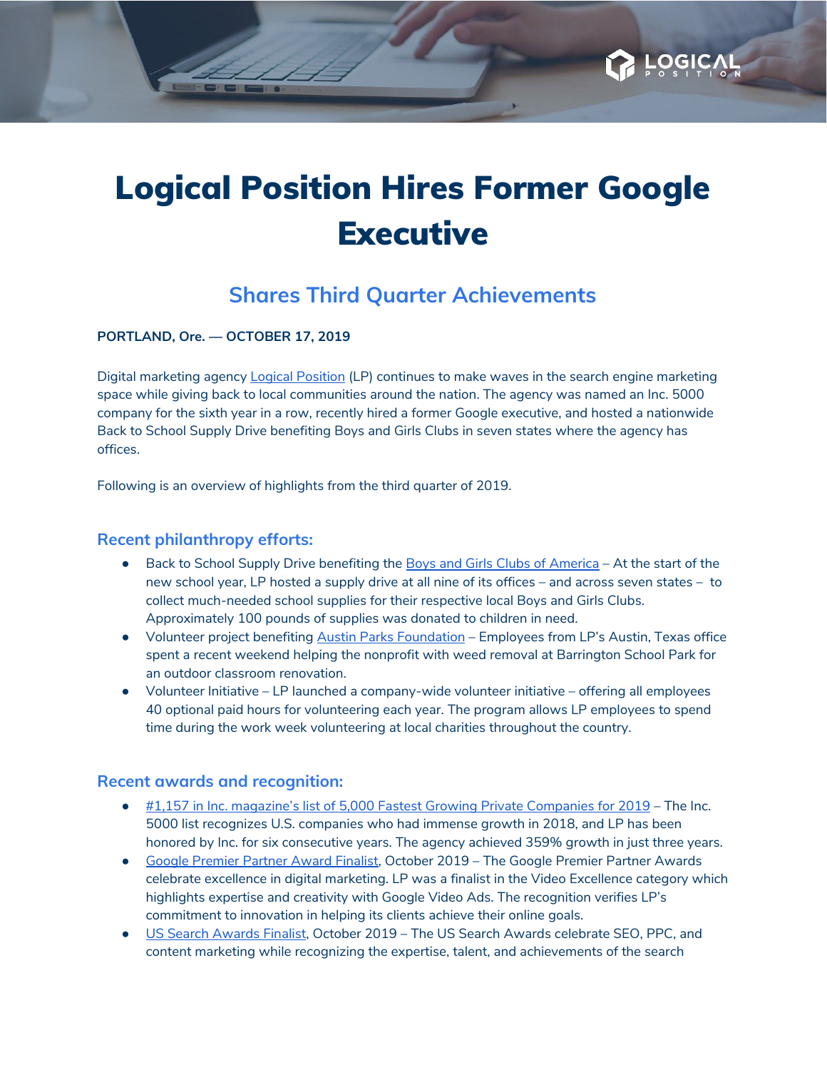# Logical Position Hires Former Google Executive

## Shares Third Quarter Achievements

**PORTLAND, Ore. — OCTOBER 17, 2019**

Digital marketing agency Logical Position (LP) continues to make waves in the search engine marketing space while giving back to local communities around the nation. The agency was named an Inc. 5000 company for the sixth year in a row, recently hired a former Google executive, and hosted a nationwide Back to School Supply Drive benefiting Boys and Girls Clubs in seven states where the agency has offices.

Following is an overview of highlights from the third quarter of 2019.

### Recent philanthropy efforts:

- Back to School Supply Drive benefiting the Boys and Girls Clubs of America – At the start of the new school year, LP hosted a supply drive at all nine of its offices – and across seven states – to collect much-needed school supplies for their respective local Boys and Girls Clubs. Approximately 100 pounds of supplies was donated to children in need.
- Volunteer project benefiting Austin Parks Foundation – Employees from LP's Austin, Texas office spent a recent weekend helping the nonprofit with weed removal at Barrington School Park for an outdoor classroom renovation.
- Volunteer Initiative – LP launched a company-wide volunteer initiative – offering all employees 40 optional paid hours for volunteering each year. The program allows LP employees to spend time during the work week volunteering at local charities throughout the country.

### Recent awards and recognition:

- #1,157 in Inc. magazine's list of 5,000 Fastest Growing Private Companies for 2019 – The Inc. 5000 list recognizes U.S. companies who had immense growth in 2018, and LP has been honored by Inc. for six consecutive years. The agency achieved 359% growth in just three years.
- Google Premier Partner Award Finalist, October 2019 – The Google Premier Partner Awards celebrate excellence in digital marketing. LP was a finalist in the Video Excellence category which highlights expertise and creativity with Google Video Ads. The recognition verifies LP's commitment to innovation in helping its clients achieve their online goals.
- US Search Awards Finalist, October 2019 – The US Search Awards celebrate SEO, PPC, and content marketing while recognizing the expertise, talent, and achievements of the search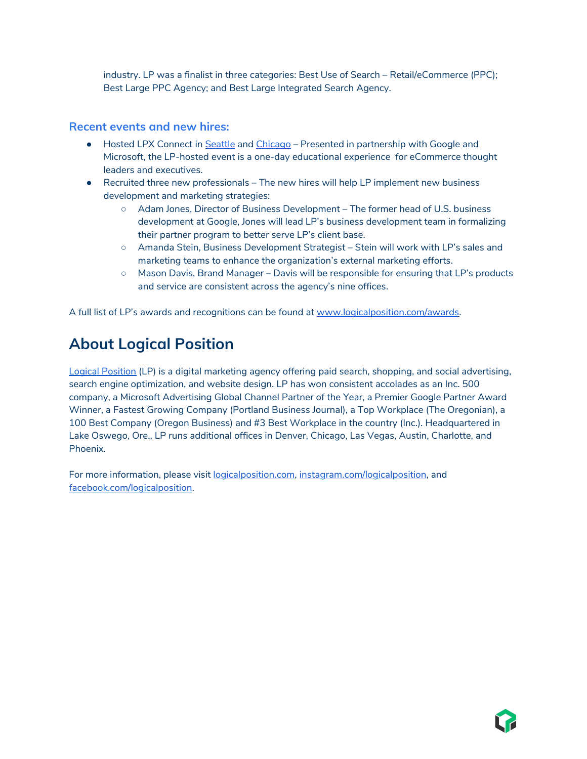industry. LP was a finalist in three categories: Best Use of Search – Retail/eCommerce (PPC); Best Large PPC Agency; and Best Large Integrated Search Agency.

### Recent events and new hires:

- Hosted LPX Connect in Seattle and Chicago – Presented in partnership with Google and Microsoft, the LP-hosted event is a one-day educational experience for eCommerce thought leaders and executives.
- Recruited three new professionals – The new hires will help LP implement new business development and marketing strategies:
    - Adam Jones, Director of Business Development – The former head of U.S. business development at Google, Jones will lead LP's business development team in formalizing their partner program to better serve LP's client base.
    - Amanda Stein, Business Development Strategist – Stein will work with LP's sales and marketing teams to enhance the organization's external marketing efforts.
    - Mason Davis, Brand Manager – Davis will be responsible for ensuring that LP's products and service are consistent across the agency's nine offices.

A full list of LP's awards and recognitions can be found at www.logicalposition.com/awards.

## About Logical Position

Logical Position (LP) is a digital marketing agency offering paid search, shopping, and social advertising, search engine optimization, and website design. LP has won consistent accolades as an Inc. 500 company, a Microsoft Advertising Global Channel Partner of the Year, a Premier Google Partner Award Winner, a Fastest Growing Company (Portland Business Journal), a Top Workplace (The Oregonian), a 100 Best Company (Oregon Business) and #3 Best Workplace in the country (Inc.). Headquartered in Lake Oswego, Ore., LP runs additional offices in Denver, Chicago, Las Vegas, Austin, Charlotte, and Phoenix.

For more information, please visit logicalposition.com, instagram.com/logicalposition, and facebook.com/logicalposition.